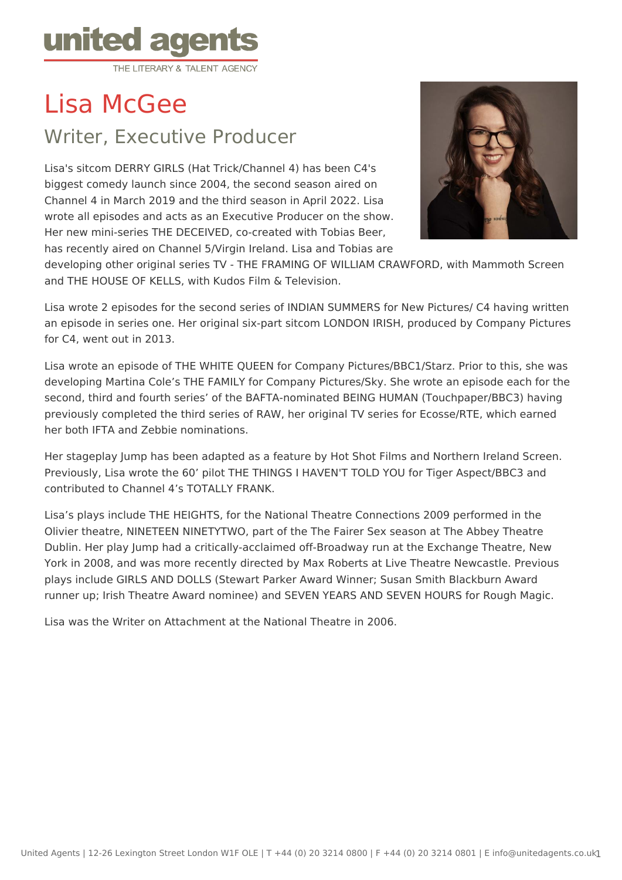# Lisa McGee

## Writer, Executive Producer

Lisa's sitcom DERRY GIRLS (Hat Trick/Channel 4) has been C4's biggest comedy launch since 2004, the second season aired on Channel 4 in March 2019 and the third season in April 2022. Lisa wrote all episodes and acts as an Executive Producer on the show. Her new mini-series THE DECEIVED, co-created with Tobias Beer, has recently aired on Channel 5/Virgin Ireland. Lisa and Tobias are developing other original series TV - THE FRAMING OF WILLIAM CRAWFORD, with Mammoth Screen and THE HOUSE OF KELLS, with Kudos Film & Television.

Lisa wrote 2 episodes for the second series of INDIAN SUMMERS for New Pictures/ C4 having written an episode in series one. Her original six-part sitcom LONDON IRISH, produced by Company Pictures for C4, went out in 2013.

Lisa wrote an episode of THE WHITE QUEEN for Company Pictures/BBC1/Starz. Prior to this, she was developing Martina Cole's THE FAMILY for Company Pictures/Sky. She wrote an episode each for the second, third and fourth series' of the BAFTA-nominated BEING HUMAN (Touchpaper/BBC3) having previously completed the third series of RAW, her original TV series for Ecosse/RTE, which earned her both IFTA and Zebbie nominations.

Her stageplay Jump has been adapted as a feature by Hot Shot Films and Northern Ireland Screen. Previously, Lisa wrote the 60' pilot THE THINGS I HAVEN'T TOLD YOU for Tiger Aspect/BBC3 and contributed to Channel 4's TOTALLY FRANK.

Lisa's plays include THE HEIGHTS, for the National Theatre Connections 2009 performed in the Olivier theatre, NINETEEN NINETYTWO, part of the The Fairer Sex season at The Abbey Theatre Dublin. Her play Jump had a critically-acclaimed off-Broadway run at the Exchange Theatre, New York in 2008, and was more recently directed by Max Roberts at Live Theatre Newcastle. Previous plays include GIRLS AND DOLLS (Stewart Parker Award Winner; Susan Smith Blackburn Award runner up; Irish Theatre Award nominee) and SEVEN YEARS AND SEVEN HOURS for Rough Magic.

Lisa was the Writer on Attachment at the National Theatre in 2006.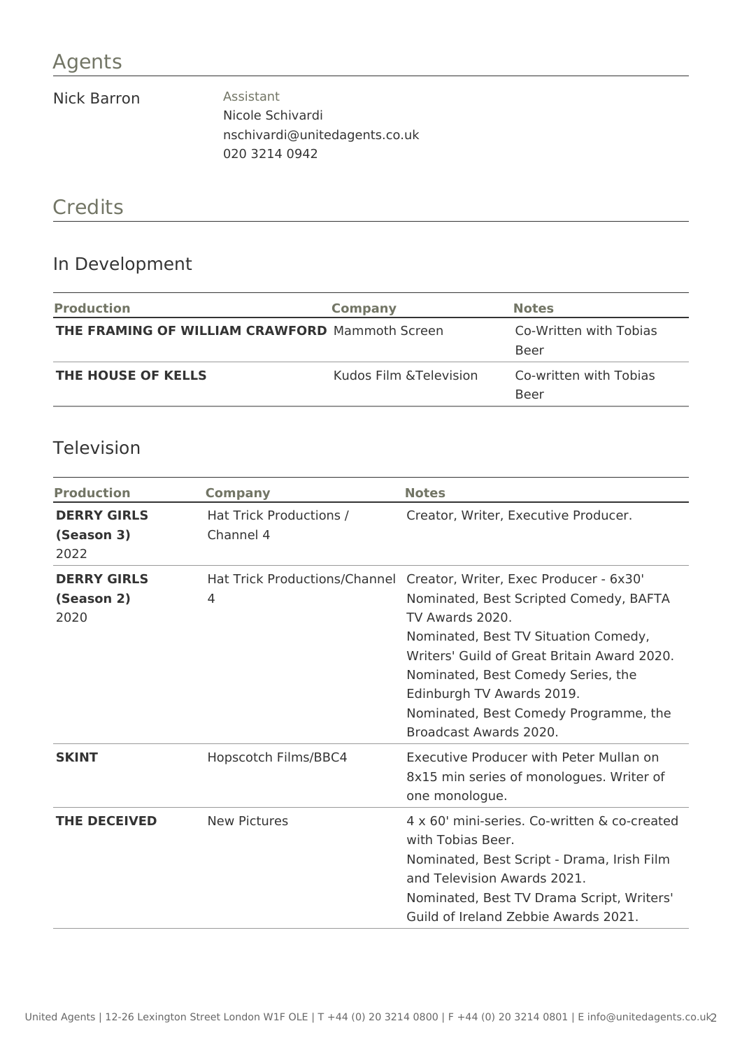## Agents

Nick Barron

Assistant
Nicole Schivardi
nschivardi@unitedagents.co.uk
020 3214 0942

## Credits

### In Development

| Production | Company | Notes |
| --- | --- | --- |
| **THE FRAMING OF WILLIAM CRAWFORD** | Mammoth Screen | Co-Written with Tobias Beer |
| **THE HOUSE OF KELLS** | Kudos Film &Television | Co-written with Tobias Beer |

### Television

| Production | Company | Notes |
| --- | --- | --- |
| **DERRY GIRLS (Season 3)** 2022 | Hat Trick Productions / Channel 4 | Creator, Writer, Executive Producer. |
| **DERRY GIRLS (Season 2)** 2020 | Hat Trick Productions/Channel 4 | Creator, Writer, Exec Producer - 6x30' Nominated, Best Scripted Comedy, BAFTA TV Awards 2020. Nominated, Best TV Situation Comedy, Writers' Guild of Great Britain Award 2020. Nominated, Best Comedy Series, the Edinburgh TV Awards 2019. Nominated, Best Comedy Programme, the Broadcast Awards 2020. |
| **SKINT** | Hopscotch Films/BBC4 | Executive Producer with Peter Mullan on 8x15 min series of monologues. Writer of one monologue. |
| **THE DECEIVED** | New Pictures | 4 x 60' mini-series. Co-written & co-created with Tobias Beer. Nominated, Best Script - Drama, Irish Film and Television Awards 2021. Nominated, Best TV Drama Script, Writers' Guild of Ireland Zebbie Awards 2021. |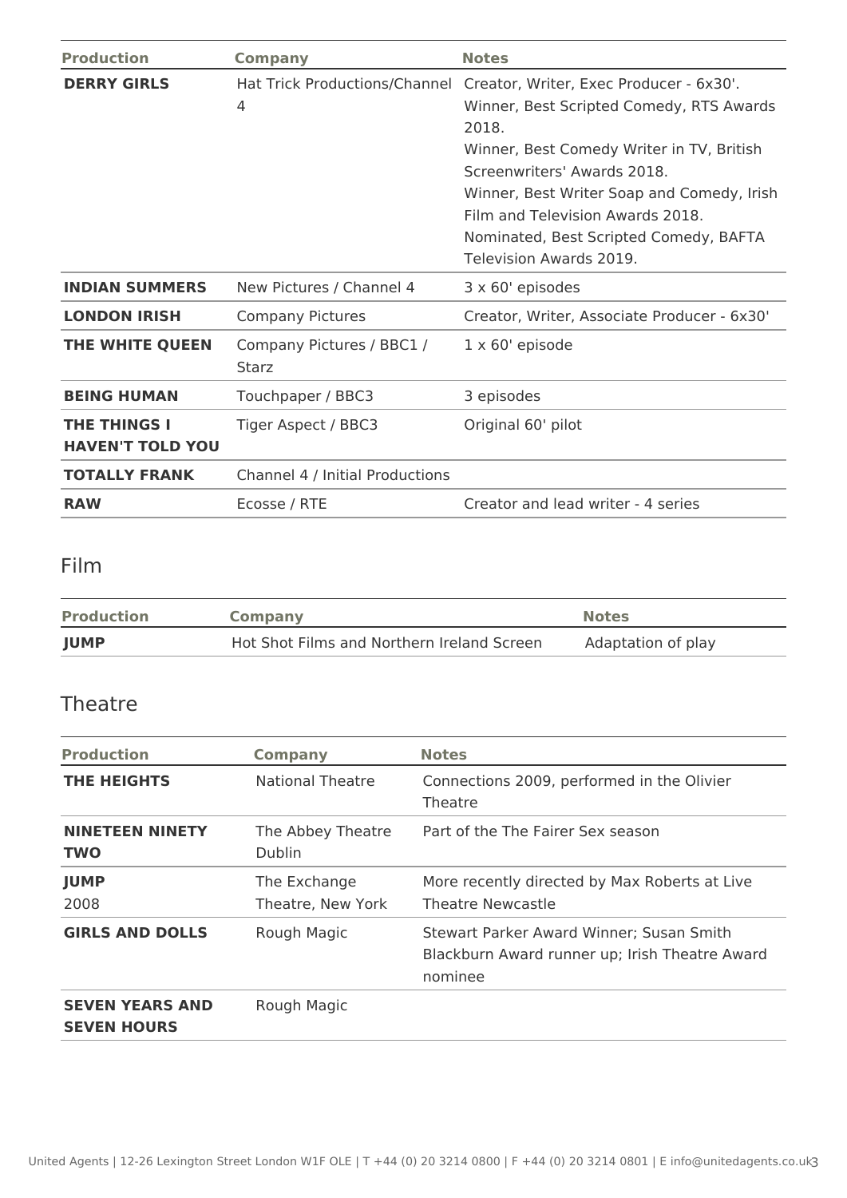| Production | Company | Notes |
| --- | --- | --- |
| **DERRY GIRLS** | Hat Trick Productions/Channel 4 | Creator, Writer, Exec Producer - 6x30'. Winner, Best Scripted Comedy, RTS Awards 2018. Winner, Best Comedy Writer in TV, British Screenwriters' Awards 2018. Winner, Best Writer Soap and Comedy, Irish Film and Television Awards 2018. Nominated, Best Scripted Comedy, BAFTA Television Awards 2019. |
| **INDIAN SUMMERS** | New Pictures / Channel 4 | 3 x 60' episodes |
| **LONDON IRISH** | Company Pictures | Creator, Writer, Associate Producer - 6x30' |
| **THE WHITE QUEEN** | Company Pictures / BBC1 / Starz | 1 x 60' episode |
| **BEING HUMAN** | Touchpaper / BBC3 | 3 episodes |
| **THE THINGS I HAVEN'T TOLD YOU** | Tiger Aspect / BBC3 | Original 60' pilot |
| **TOTALLY FRANK** | Channel 4 / Initial Productions | |
| **RAW** | Ecosse / RTE | Creator and lead writer - 4 series |

## Film

| Production | Company | Notes |
| --- | --- | --- |
| **JUMP** | Hot Shot Films and Northern Ireland Screen | Adaptation of play |

## Theatre

| Production | Company | Notes |
| --- | --- | --- |
| **THE HEIGHTS** | National Theatre | Connections 2009, performed in the Olivier Theatre |
| **NINETEEN NINETY TWO** | The Abbey Theatre Dublin | Part of the The Fairer Sex season |
| **JUMP** 2008 | The Exchange Theatre, New York | More recently directed by Max Roberts at Live Theatre Newcastle |
| **GIRLS AND DOLLS** | Rough Magic | Stewart Parker Award Winner; Susan Smith Blackburn Award runner up; Irish Theatre Award nominee |
| **SEVEN YEARS AND SEVEN HOURS** | Rough Magic | |